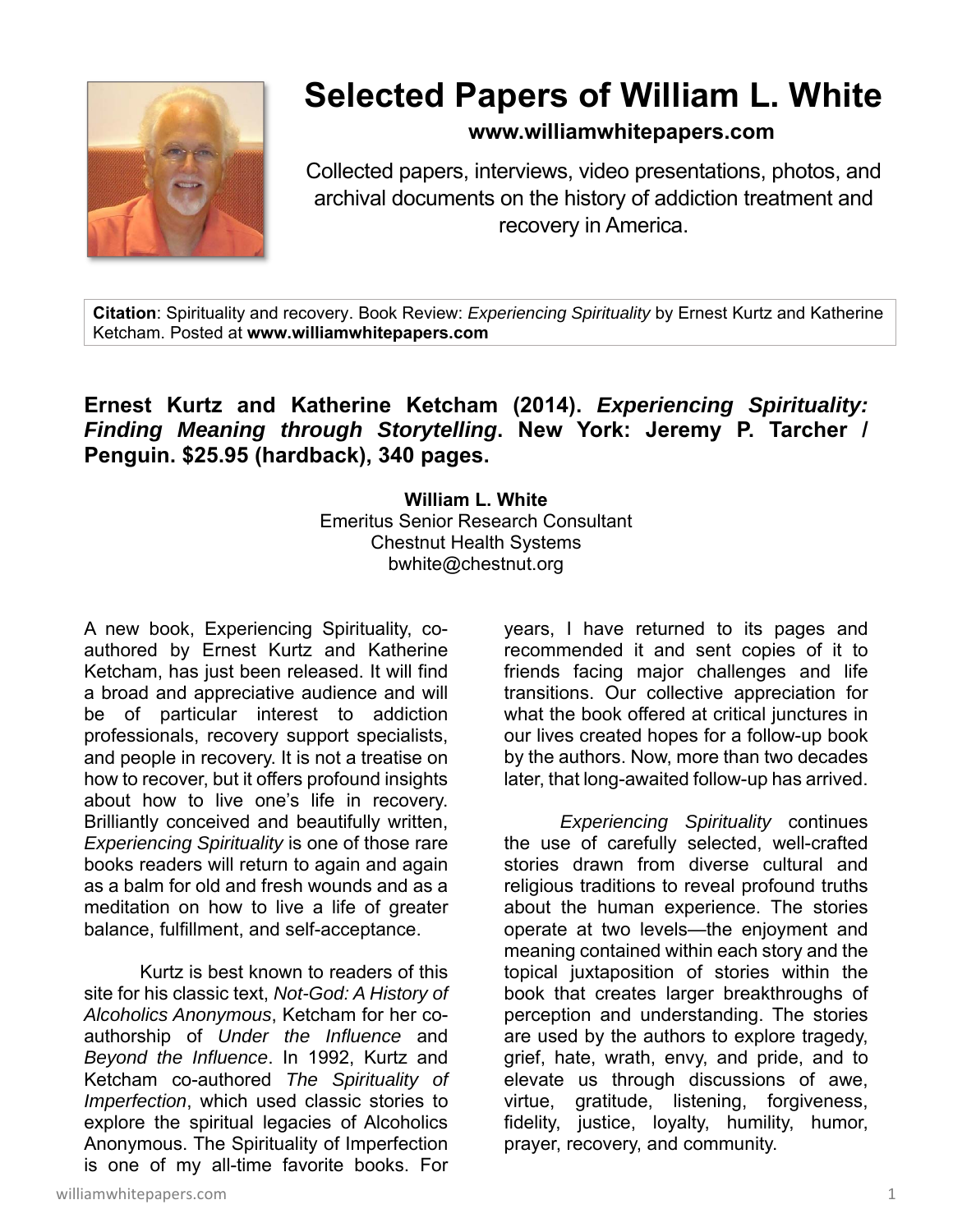# Selected Papers of William L. White

**www.williamwhitepapers.com**

Collected papers, interviews, video presentations, photos, and archival documents on the history of addiction treatment and recovery in America.

**Citation**: Spirituality and recovery. Book Review: *Experiencing Spirituality* by Ernest Kurtz and Katherine Ketcham. Posted at **www.williamwhitepapers.com**

## Ernest Kurtz and Katherine Ketcham (2014). *Experiencing Spirituality: Finding Meaning through Storytelling*. New York: Jeremy P. Tarcher / Penguin. $25.95 (hardback), 340 pages.

**William L. White**
Emeritus Senior Research Consultant
Chestnut Health Systems
bwhite@chestnut.org

A new book, Experiencing Spirituality, co-authored by Ernest Kurtz and Katherine Ketcham, has just been released. It will find a broad and appreciative audience and will be of particular interest to addiction professionals, recovery support specialists, and people in recovery. It is not a treatise on how to recover, but it offers profound insights about how to live one's life in recovery. Brilliantly conceived and beautifully written, *Experiencing Spirituality* is one of those rare books readers will return to again and again as a balm for old and fresh wounds and as a meditation on how to live a life of greater balance, fulfillment, and self-acceptance.

Kurtz is best known to readers of this site for his classic text, *Not-God: A History of Alcoholics Anonymous*, Ketcham for her co-authorship of *Under the Influence* and *Beyond the Influence*. In 1992, Kurtz and Ketcham co-authored *The Spirituality of Imperfection*, which used classic stories to explore the spiritual legacies of Alcoholics Anonymous. The Spirituality of Imperfection is one of my all-time favorite books. For years, I have returned to its pages and recommended it and sent copies of it to friends facing major challenges and life transitions. Our collective appreciation for what the book offered at critical junctures in our lives created hopes for a follow-up book by the authors. Now, more than two decades later, that long-awaited follow-up has arrived.

*Experiencing Spirituality* continues the use of carefully selected, well-crafted stories drawn from diverse cultural and religious traditions to reveal profound truths about the human experience. The stories operate at two levels—the enjoyment and meaning contained within each story and the topical juxtaposition of stories within the book that creates larger breakthroughs of perception and understanding. The stories are used by the authors to explore tragedy, grief, hate, wrath, envy, and pride, and to elevate us through discussions of awe, virtue, gratitude, listening, forgiveness, fidelity, justice, loyalty, humility, humor, prayer, recovery, and community.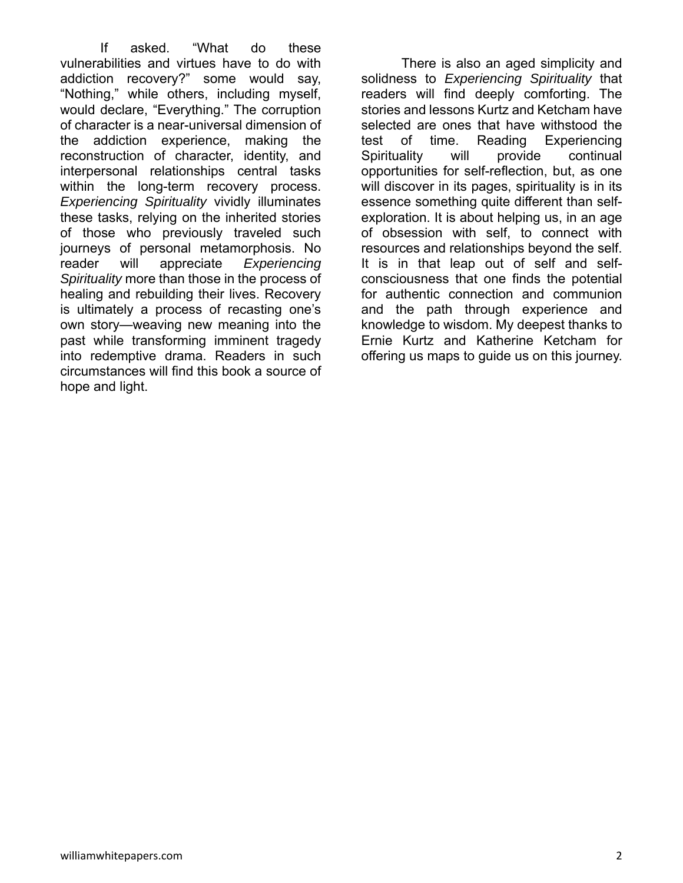If asked. "What do these vulnerabilities and virtues have to do with addiction recovery?" some would say, "Nothing," while others, including myself, would declare, "Everything." The corruption of character is a near-universal dimension of the addiction experience, making the reconstruction of character, identity, and interpersonal relationships central tasks within the long-term recovery process. *Experiencing Spirituality* vividly illuminates these tasks, relying on the inherited stories of those who previously traveled such journeys of personal metamorphosis. No reader will appreciate *Experiencing Spirituality* more than those in the process of healing and rebuilding their lives. Recovery is ultimately a process of recasting one's own story—weaving new meaning into the past while transforming imminent tragedy into redemptive drama. Readers in such circumstances will find this book a source of hope and light.

There is also an aged simplicity and solidness to *Experiencing Spirituality* that readers will find deeply comforting. The stories and lessons Kurtz and Ketcham have selected are ones that have withstood the test of time. Reading Experiencing Spirituality will provide continual opportunities for self-reflection, but, as one will discover in its pages, spirituality is in its essence something quite different than self-exploration. It is about helping us, in an age of obsession with self, to connect with resources and relationships beyond the self. It is in that leap out of self and self-consciousness that one finds the potential for authentic connection and communion and the path through experience and knowledge to wisdom. My deepest thanks to Ernie Kurtz and Katherine Ketcham for offering us maps to guide us on this journey.